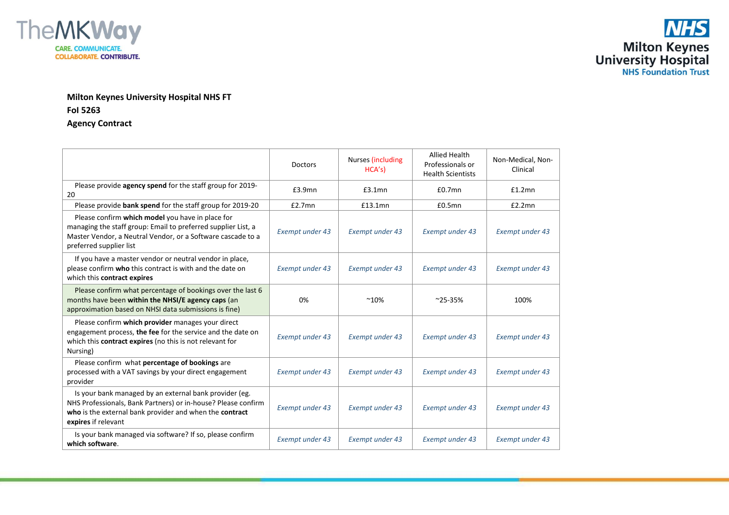**Milton Keynes University Hospital NHS FT**

**FoI 5263**

**Agency Contract**

| | Doctors | Nurses (including HCA's) | Allied Health Professionals or Health Scientists | Non-Medical, Non-Clinical |
|---|---|---|---|---|
| Please provide **agency spend** for the staff group for 2019-20 | £3.9mn | £3.1mn | £0.7mn | £1.2mn |
| Please provide **bank spend** for the staff group for 2019-20 | £2.7mn | £13.1mn | £0.5mn | £2.2mn |
| Please confirm **which model** you have in place for managing the staff group: Email to preferred supplier List, a Master Vendor, a Neutral Vendor, or a Software cascade to a preferred supplier list | *Exempt under 43* | *Exempt under 43* | *Exempt under 43* | *Exempt under 43* |
| If you have a master vendor or neutral vendor in place, please confirm **who** this contract is with and the date on which this **contract expires** | *Exempt under 43* | *Exempt under 43* | *Exempt under 43* | *Exempt under 43* |
| Please confirm what percentage of bookings over the last 6 months have been **within the NHSI/E agency caps** (an approximation based on NHSI data submissions is fine) | 0% | ~10% | ~25-35% | 100% |
| Please confirm **which provider** manages your direct engagement process, **the fee** for the service and the date on which this **contract expires** (no this is not relevant for Nursing) | *Exempt under 43* | *Exempt under 43* | *Exempt under 43* | *Exempt under 43* |
| Please confirm what **percentage of bookings** are processed with a VAT savings by your direct engagement provider | *Exempt under 43* | *Exempt under 43* | *Exempt under 43* | *Exempt under 43* |
| Is your bank managed by an external bank provider (eg. NHS Professionals, Bank Partners) or in-house? Please confirm **who** is the external bank provider and when the **contract expires** if relevant | *Exempt under 43* | *Exempt under 43* | *Exempt under 43* | *Exempt under 43* |
| Is your bank managed via software? If so, please confirm **which software**. | *Exempt under 43* | *Exempt under 43* | *Exempt under 43* | *Exempt under 43* |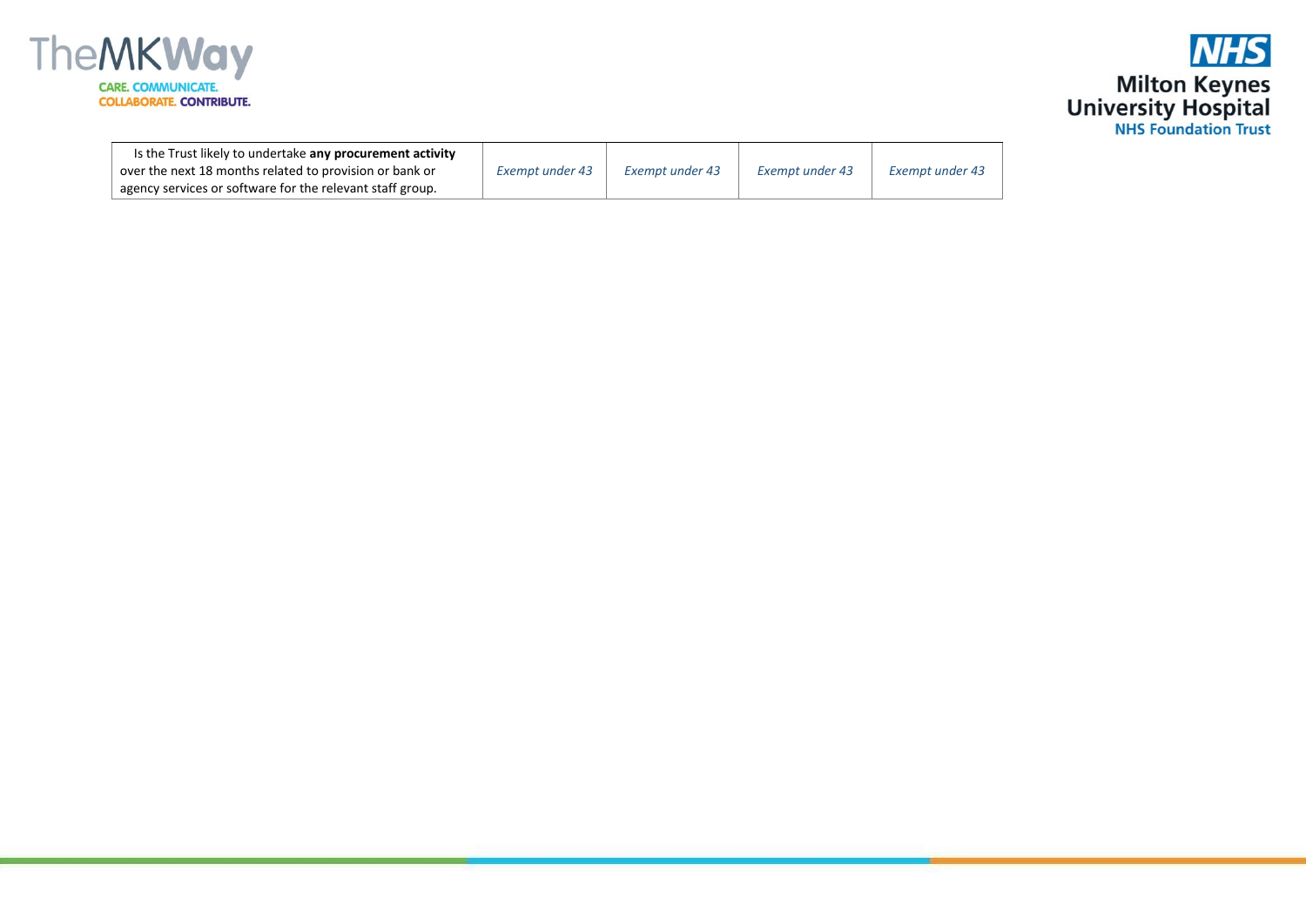| | | | | |
|---|---|---|---|---|
| Is the Trust likely to undertake **any procurement activity** over the next 18 months related to provision or bank or agency services or software for the relevant staff group. | *Exempt under 43* | *Exempt under 43* | *Exempt under 43* | *Exempt under 43* |